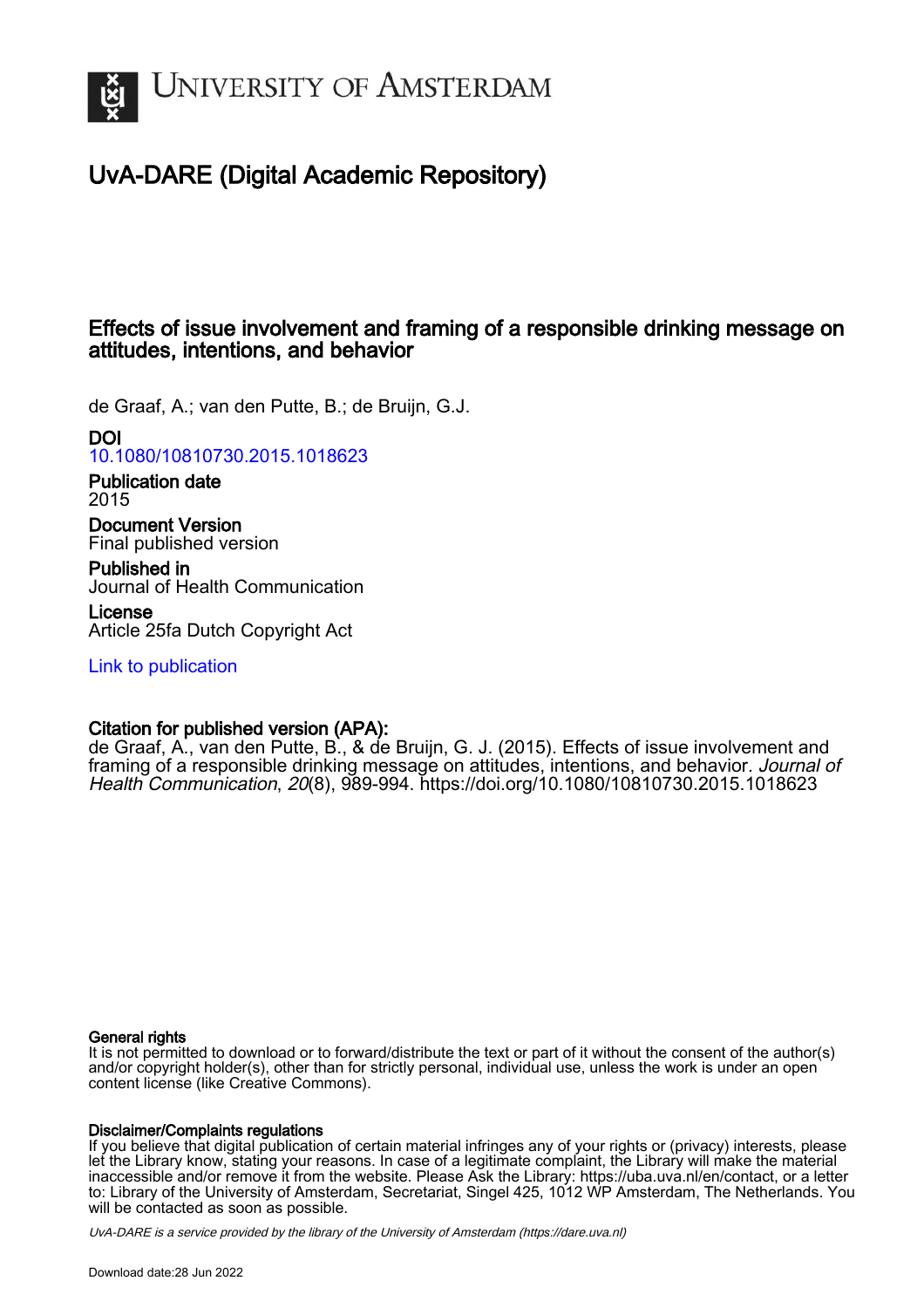# UvA-DARE (Digital Academic Repository)

## Effects of issue involvement and framing of a responsible drinking message on attitudes, intentions, and behavior

de Graaf, A.; van den Putte, B.; de Bruijn, G.J.

**DOI**
10.1080/10810730.2015.1018623

**Publication date**
2015

**Document Version**
Final published version

**Published in**
Journal of Health Communication

**License**
Article 25fa Dutch Copyright Act

Link to publication

**Citation for published version (APA):**
de Graaf, A., van den Putte, B., & de Bruijn, G. J. (2015). Effects of issue involvement and framing of a responsible drinking message on attitudes, intentions, and behavior. *Journal of Health Communication*, *20*(8), 989-994. https://doi.org/10.1080/10810730.2015.1018623

**General rights**
It is not permitted to download or to forward/distribute the text or part of it without the consent of the author(s) and/or copyright holder(s), other than for strictly personal, individual use, unless the work is under an open content license (like Creative Commons).

**Disclaimer/Complaints regulations**
If you believe that digital publication of certain material infringes any of your rights or (privacy) interests, please let the Library know, stating your reasons. In case of a legitimate complaint, the Library will make the material inaccessible and/or remove it from the website. Please Ask the Library: https://uba.uva.nl/en/contact, or a letter to: Library of the University of Amsterdam, Secretariat, Singel 425, 1012 WP Amsterdam, The Netherlands. You will be contacted as soon as possible.

*UvA-DARE is a service provided by the library of the University of Amsterdam (https://dare.uva.nl)*

Download date:28 Jun 2022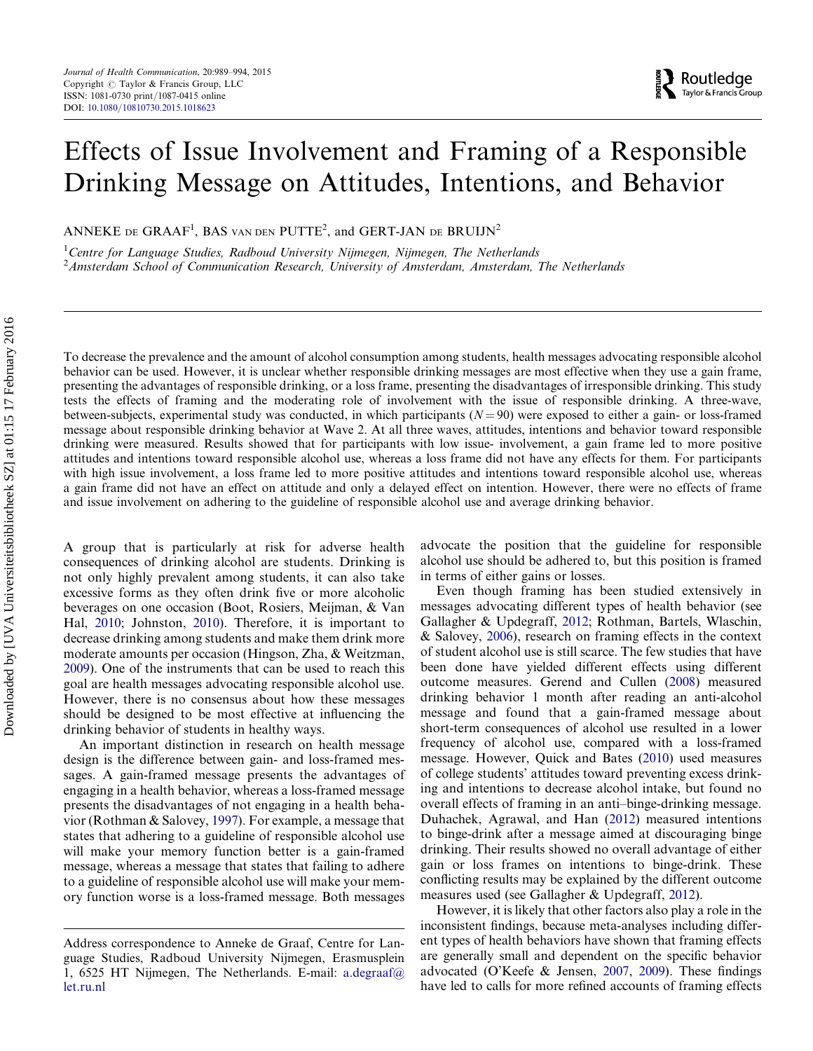# Effects of Issue Involvement and Framing of a Responsible Drinking Message on Attitudes, Intentions, and Behavior

ANNEKE DE GRAAF[1], BAS VAN DEN PUTTE[2], and GERT-JAN DE BRUIJN[2]

[1]Centre for Language Studies, Radboud University Nijmegen, Nijmegen, The Netherlands
[2]Amsterdam School of Communication Research, University of Amsterdam, Amsterdam, The Netherlands

To decrease the prevalence and the amount of alcohol consumption among students, health messages advocating responsible alcohol behavior can be used. However, it is unclear whether responsible drinking messages are most effective when they use a gain frame, presenting the advantages of responsible drinking, or a loss frame, presenting the disadvantages of irresponsible drinking. This study tests the effects of framing and the moderating role of involvement with the issue of responsible drinking. A three-wave, between-subjects, experimental study was conducted, in which participants ($N = 90$) were exposed to either a gain- or loss-framed message about responsible drinking behavior at Wave 2. At all three waves, attitudes, intentions and behavior toward responsible drinking were measured. Results showed that for participants with low issue- involvement, a gain frame led to more positive attitudes and intentions toward responsible alcohol use, whereas a loss frame did not have any effects for them. For participants with high issue involvement, a loss frame led to more positive attitudes and intentions toward responsible alcohol use, whereas a gain frame did not have an effect on attitude and only a delayed effect on intention. However, there were no effects of frame and issue involvement on adhering to the guideline of responsible alcohol use and average drinking behavior.

A group that is particularly at risk for adverse health consequences of drinking alcohol are students. Drinking is not only highly prevalent among students, it can also take excessive forms as they often drink five or more alcoholic beverages on one occasion (Boot, Rosiers, Meijman, & Van Hal, 2010; Johnston, 2010). Therefore, it is important to decrease drinking among students and make them drink more moderate amounts per occasion (Hingson, Zha, & Weitzman, 2009). One of the instruments that can be used to reach this goal are health messages advocating responsible alcohol use. However, there is no consensus about how these messages should be designed to be most effective at influencing the drinking behavior of students in healthy ways.

An important distinction in research on health message design is the difference between gain- and loss-framed messages. A gain-framed message presents the advantages of engaging in a health behavior, whereas a loss-framed message presents the disadvantages of not engaging in a health behavior (Rothman & Salovey, 1997). For example, a message that states that adhering to a guideline of responsible alcohol use will make your memory function better is a gain-framed message, whereas a message that states that failing to adhere to a guideline of responsible alcohol use will make your memory function worse is a loss-framed message. Both messages advocate the position that the guideline for responsible alcohol use should be adhered to, but this position is framed in terms of either gains or losses.

Even though framing has been studied extensively in messages advocating different types of health behavior (see Gallagher & Updegraff, 2012; Rothman, Bartels, Wlaschin, & Salovey, 2006), research on framing effects in the context of student alcohol use is still scarce. The few studies that have been done have yielded different effects using different outcome measures. Gerend and Cullen (2008) measured drinking behavior 1 month after reading an anti-alcohol message and found that a gain-framed message about short-term consequences of alcohol use resulted in a lower frequency of alcohol use, compared with a loss-framed message. However, Quick and Bates (2010) used measures of college students' attitudes toward preventing excess drinking and intentions to decrease alcohol intake, but found no overall effects of framing in an anti–binge-drinking message. Duhachek, Agrawal, and Han (2012) measured intentions to binge-drink after a message aimed at discouraging binge drinking. Their results showed no overall advantage of either gain or loss frames on intentions to binge-drink. These conflicting results may be explained by the different outcome measures used (see Gallagher & Updegraff, 2012).

However, it is likely that other factors also play a role in the inconsistent findings, because meta-analyses including different types of health behaviors have shown that framing effects are generally small and dependent on the specific behavior advocated (O'Keefe & Jensen, 2007, 2009). These findings have led to calls for more refined accounts of framing effects

Address correspondence to Anneke de Graaf, Centre for Language Studies, Radboud University Nijmegen, Erasmusplein 1, 6525 HT Nijmegen, The Netherlands. E-mail: a.degraaf@let.ru.nl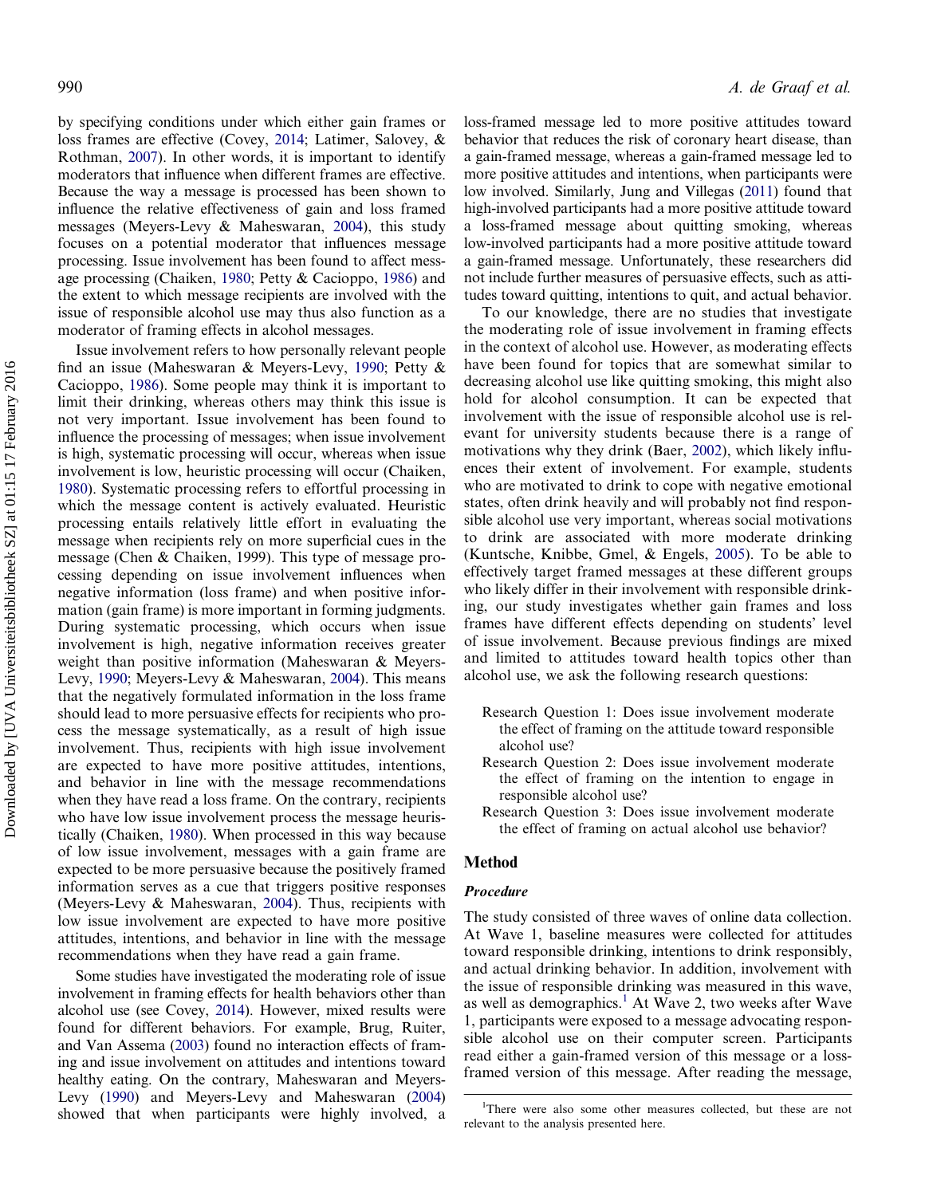by specifying conditions under which either gain frames or loss frames are effective (Covey, 2014; Latimer, Salovey, & Rothman, 2007). In other words, it is important to identify moderators that influence when different frames are effective. Because the way a message is processed has been shown to influence the relative effectiveness of gain and loss framed messages (Meyers-Levy & Maheswaran, 2004), this study focuses on a potential moderator that influences message processing. Issue involvement has been found to affect message processing (Chaiken, 1980; Petty & Cacioppo, 1986) and the extent to which message recipients are involved with the issue of responsible alcohol use may thus also function as a moderator of framing effects in alcohol messages.

Issue involvement refers to how personally relevant people find an issue (Maheswaran & Meyers-Levy, 1990; Petty & Cacioppo, 1986). Some people may think it is important to limit their drinking, whereas others may think this issue is not very important. Issue involvement has been found to influence the processing of messages; when issue involvement is high, systematic processing will occur, whereas when issue involvement is low, heuristic processing will occur (Chaiken, 1980). Systematic processing refers to effortful processing in which the message content is actively evaluated. Heuristic processing entails relatively little effort in evaluating the message when recipients rely on more superficial cues in the message (Chen & Chaiken, 1999). This type of message processing depending on issue involvement influences when negative information (loss frame) and when positive information (gain frame) is more important in forming judgments. During systematic processing, which occurs when issue involvement is high, negative information receives greater weight than positive information (Maheswaran & Meyers-Levy, 1990; Meyers-Levy & Maheswaran, 2004). This means that the negatively formulated information in the loss frame should lead to more persuasive effects for recipients who process the message systematically, as a result of high issue involvement. Thus, recipients with high issue involvement are expected to have more positive attitudes, intentions, and behavior in line with the message recommendations when they have read a loss frame. On the contrary, recipients who have low issue involvement process the message heuristically (Chaiken, 1980). When processed in this way because of low issue involvement, messages with a gain frame are expected to be more persuasive because the positively framed information serves as a cue that triggers positive responses (Meyers-Levy & Maheswaran, 2004). Thus, recipients with low issue involvement are expected to have more positive attitudes, intentions, and behavior in line with the message recommendations when they have read a gain frame.

Some studies have investigated the moderating role of issue involvement in framing effects for health behaviors other than alcohol use (see Covey, 2014). However, mixed results were found for different behaviors. For example, Brug, Ruiter, and Van Assema (2003) found no interaction effects of framing and issue involvement on attitudes and intentions toward healthy eating. On the contrary, Maheswaran and Meyers-Levy (1990) and Meyers-Levy and Maheswaran (2004) showed that when participants were highly involved, a loss-framed message led to more positive attitudes toward behavior that reduces the risk of coronary heart disease, than a gain-framed message, whereas a gain-framed message led to more positive attitudes and intentions, when participants were low involved. Similarly, Jung and Villegas (2011) found that high-involved participants had a more positive attitude toward a loss-framed message about quitting smoking, whereas low-involved participants had a more positive attitude toward a gain-framed message. Unfortunately, these researchers did not include further measures of persuasive effects, such as attitudes toward quitting, intentions to quit, and actual behavior.

To our knowledge, there are no studies that investigate the moderating role of issue involvement in framing effects in the context of alcohol use. However, as moderating effects have been found for topics that are somewhat similar to decreasing alcohol use like quitting smoking, this might also hold for alcohol consumption. It can be expected that involvement with the issue of responsible alcohol use is relevant for university students because there is a range of motivations why they drink (Baer, 2002), which likely influences their extent of involvement. For example, students who are motivated to drink to cope with negative emotional states, often drink heavily and will probably not find responsible alcohol use very important, whereas social motivations to drink are associated with more moderate drinking (Kuntsche, Knibbe, Gmel, & Engels, 2005). To be able to effectively target framed messages at these different groups who likely differ in their involvement with responsible drinking, our study investigates whether gain frames and loss frames have different effects depending on students' level of issue involvement. Because previous findings are mixed and limited to attitudes toward health topics other than alcohol use, we ask the following research questions:

- Research Question 1: Does issue involvement moderate the effect of framing on the attitude toward responsible alcohol use?
- Research Question 2: Does issue involvement moderate the effect of framing on the intention to engage in responsible alcohol use?
- Research Question 3: Does issue involvement moderate the effect of framing on actual alcohol use behavior?

## Method

### *Procedure*

The study consisted of three waves of online data collection. At Wave 1, baseline measures were collected for attitudes toward responsible drinking, intentions to drink responsibly, and actual drinking behavior. In addition, involvement with the issue of responsible drinking was measured in this wave, as well as demographics.[1] At Wave 2, two weeks after Wave 1, participants were exposed to a message advocating responsible alcohol use on their computer screen. Participants read either a gain-framed version of this message or a loss-framed version of this message. After reading the message,

[1]There were also some other measures collected, but these are not relevant to the analysis presented here.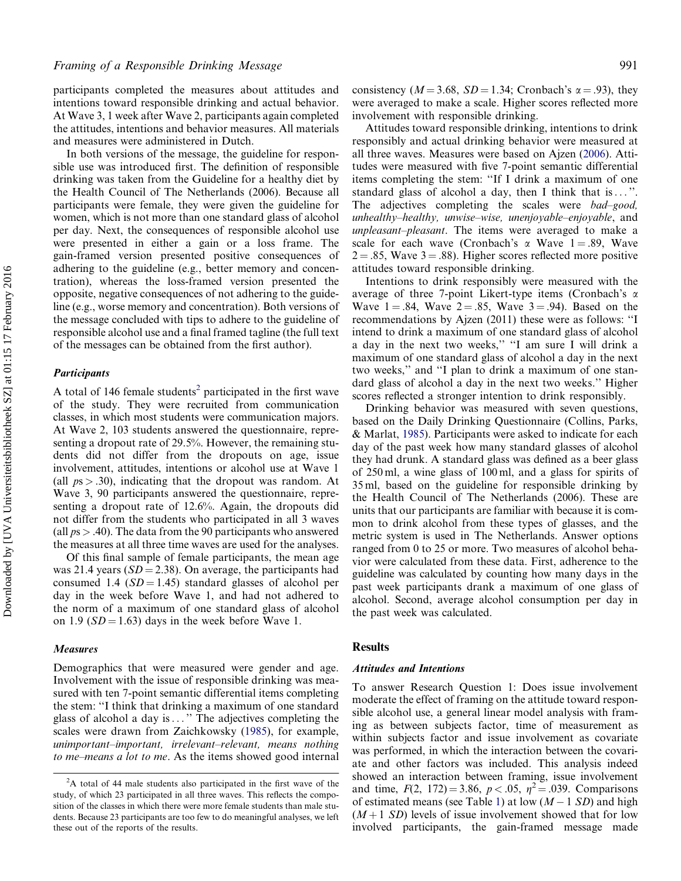participants completed the measures about attitudes and intentions toward responsible drinking and actual behavior. At Wave 3, 1 week after Wave 2, participants again completed the attitudes, intentions and behavior measures. All materials and measures were administered in Dutch.

In both versions of the message, the guideline for responsible use was introduced first. The definition of responsible drinking was taken from the Guideline for a healthy diet by the Health Council of The Netherlands (2006). Because all participants were female, they were given the guideline for women, which is not more than one standard glass of alcohol per day. Next, the consequences of responsible alcohol use were presented in either a gain or a loss frame. The gain-framed version presented positive consequences of adhering to the guideline (e.g., better memory and concentration), whereas the loss-framed version presented the opposite, negative consequences of not adhering to the guideline (e.g., worse memory and concentration). Both versions of the message concluded with tips to adhere to the guideline of responsible alcohol use and a final framed tagline (the full text of the messages can be obtained from the first author).

### Participants

A total of 146 female students[2] participated in the first wave of the study. They were recruited from communication classes, in which most students were communication majors. At Wave 2, 103 students answered the questionnaire, representing a dropout rate of 29.5%. However, the remaining students did not differ from the dropouts on age, issue involvement, attitudes, intentions or alcohol use at Wave 1 (all $ps > .30$), indicating that the dropout was random. At Wave 3, 90 participants answered the questionnaire, representing a dropout rate of 12.6%. Again, the dropouts did not differ from the students who participated in all 3 waves (all $ps > .40$). The data from the 90 participants who answered the measures at all three time waves are used for the analyses.

Of this final sample of female participants, the mean age was 21.4 years ($SD = 2.38$). On average, the participants had consumed 1.4 ($SD = 1.45$) standard glasses of alcohol per day in the week before Wave 1, and had not adhered to the norm of a maximum of one standard glass of alcohol on 1.9 ($SD = 1.63$) days in the week before Wave 1.

### Measures

Demographics that were measured were gender and age. Involvement with the issue of responsible drinking was measured with ten 7-point semantic differential items completing the stem: "I think that drinking a maximum of one standard glass of alcohol a day is . . . " The adjectives completing the scales were drawn from Zaichkowsky (1985), for example, *unimportant–important, irrelevant–relevant, means nothing to me–means a lot to me*. As the items showed good internal consistency ($M = 3.68$, $SD = 1.34$; Cronbach's $\alpha = .93$), they were averaged to make a scale. Higher scores reflected more involvement with responsible drinking.

Attitudes toward responsible drinking, intentions to drink responsibly and actual drinking behavior were measured at all three waves. Measures were based on Ajzen (2006). Attitudes were measured with five 7-point semantic differential items completing the stem: "If I drink a maximum of one standard glass of alcohol a day, then I think that is . . . ". The adjectives completing the scales were *bad–good, unhealthy–healthy, unwise–wise, unenjoyable–enjoyable*, and *unpleasant–pleasant*. The items were averaged to make a scale for each wave (Cronbach's $\alpha$ Wave 1 = .89, Wave 2 = .85, Wave 3 = .88). Higher scores reflected more positive attitudes toward responsible drinking.

Intentions to drink responsibly were measured with the average of three 7-point Likert-type items (Cronbach's $\alpha$ Wave 1 = .84, Wave 2 = .85, Wave 3 = .94). Based on the recommendations by Ajzen (2011) these were as follows: "I intend to drink a maximum of one standard glass of alcohol a day in the next two weeks," "I am sure I will drink a maximum of one standard glass of alcohol a day in the next two weeks," and "I plan to drink a maximum of one standard glass of alcohol a day in the next two weeks." Higher scores reflected a stronger intention to drink responsibly.

Drinking behavior was measured with seven questions, based on the Daily Drinking Questionnaire (Collins, Parks, & Marlat, 1985). Participants were asked to indicate for each day of the past week how many standard glasses of alcohol they had drunk. A standard glass was defined as a beer glass of 250 ml, a wine glass of 100 ml, and a glass for spirits of 35 ml, based on the guideline for responsible drinking by the Health Council of The Netherlands (2006). These are units that our participants are familiar with because it is common to drink alcohol from these types of glasses, and the metric system is used in The Netherlands. Answer options ranged from 0 to 25 or more. Two measures of alcohol behavior were calculated from these data. First, adherence to the guideline was calculated by counting how many days in the past week participants drank a maximum of one glass of alcohol. Second, average alcohol consumption per day in the past week was calculated.

## Results

### Attitudes and Intentions

To answer Research Question 1: Does issue involvement moderate the effect of framing on the attitude toward responsible alcohol use, a general linear model analysis with framing as between subjects factor, time of measurement as within subjects factor and issue involvement as covariate was performed, in which the interaction between the covariate and other factors was included. This analysis indeed showed an interaction between framing, issue involvement and time, $F(2, 172) = 3.86$, $p < .05$, $\eta^2 = .039$. Comparisons of estimated means (see Table 1) at low ($M - 1\ SD$) and high ($M + 1\ SD$) levels of issue involvement showed that for low involved participants, the gain-framed message made

[2]A total of 44 male students also participated in the first wave of the study, of which 23 participated in all three waves. This reflects the composition of the classes in which there were more female students than male students. Because 23 participants are too few to do meaningful analyses, we left these out of the reports of the results.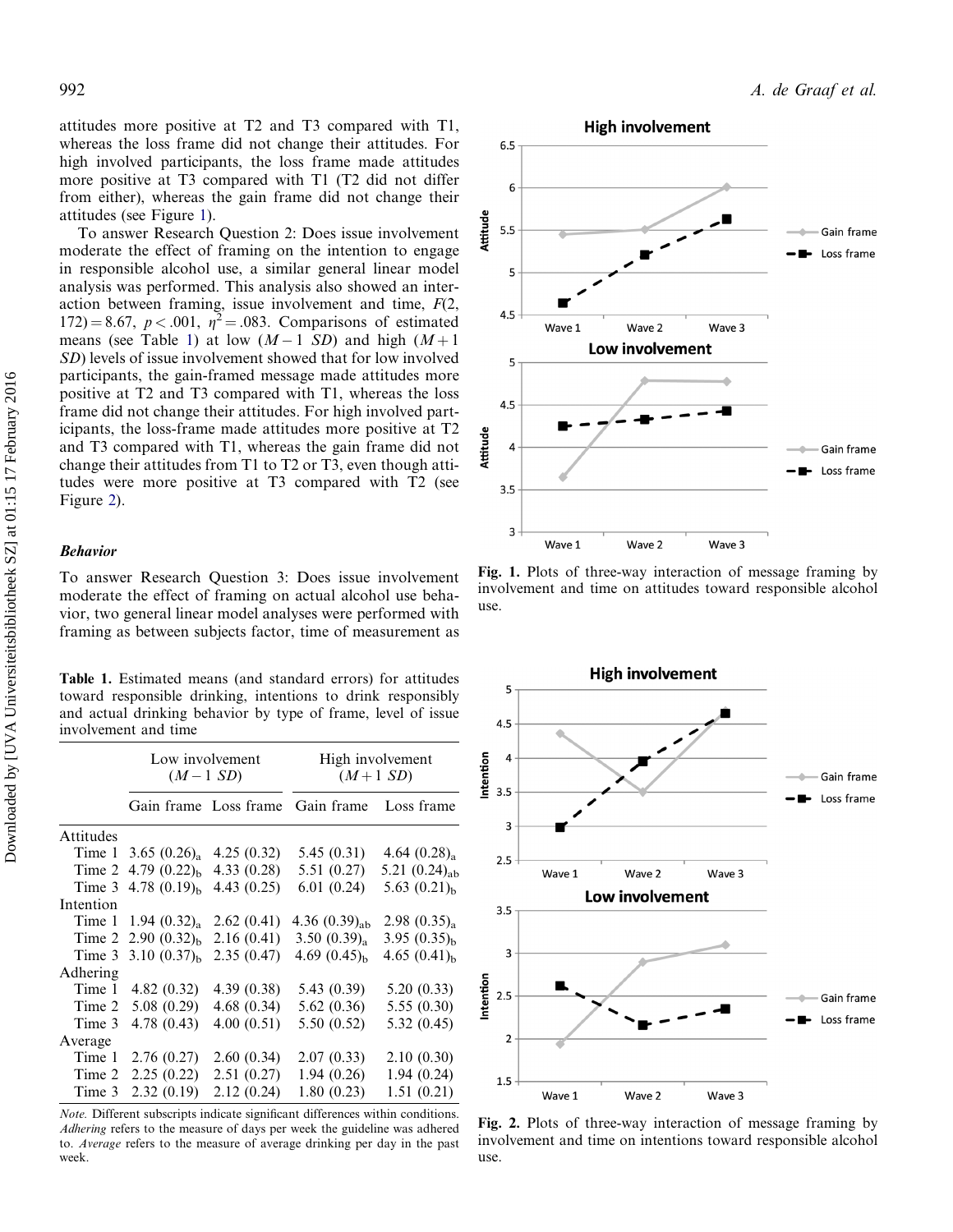attitudes more positive at T2 and T3 compared with T1, whereas the loss frame did not change their attitudes. For high involved participants, the loss frame made attitudes more positive at T3 compared with T1 (T2 did not differ from either), whereas the gain frame did not change their attitudes (see Figure 1).

To answer Research Question 2: Does issue involvement moderate the effect of framing on the intention to engage in responsible alcohol use, a similar general linear model analysis was performed. This analysis also showed an interaction between framing, issue involvement and time, $F(2, 172) = 8.67$, $p < .001$, $\eta^2 = .083$. Comparisons of estimated means (see Table 1) at low ($M - 1$ *SD*) and high ($M + 1$ *SD*) levels of issue involvement showed that for low involved participants, the gain-framed message made attitudes more positive at T2 and T3 compared with T1, whereas the loss frame did not change their attitudes. For high involved participants, the loss-frame made attitudes more positive at T2 and T3 compared with T1, whereas the gain frame did not change their attitudes from T1 to T2 or T3, even though attitudes were more positive at T3 compared with T2 (see Figure 2).

### *Behavior*

To answer Research Question 3: Does issue involvement moderate the effect of framing on actual alcohol use behavior, two general linear model analyses were performed with framing as between subjects factor, time of measurement as

**Table 1.** Estimated means (and standard errors) for attitudes toward responsible drinking, intentions to drink responsibly and actual drinking behavior by type of frame, level of issue involvement and time

| | Low involvement ($M - 1$ *SD*) | | High involvement ($M + 1$ *SD*) | |
|---|---|---|---|---|
| | Gain frame | Loss frame | Gain frame | Loss frame |
| Attitudes | | | | |
| Time 1 | 3.65 (0.26)$_a$ | 4.25 (0.32) | 5.45 (0.31) | 4.64 (0.28)$_a$ |
| Time 2 | 4.79 (0.22)$_b$ | 4.33 (0.28) | 5.51 (0.27) | 5.21 (0.24)$_{ab}$ |
| Time 3 | 4.78 (0.19)$_b$ | 4.43 (0.25) | 6.01 (0.24) | 5.63 (0.21)$_b$ |
| Intention | | | | |
| Time 1 | 1.94 (0.32)$_a$ | 2.62 (0.41) | 4.36 (0.39)$_{ab}$ | 2.98 (0.35)$_a$ |
| Time 2 | 2.90 (0.32)$_b$ | 2.16 (0.41) | 3.50 (0.39)$_a$ | 3.95 (0.35)$_b$ |
| Time 3 | 3.10 (0.37)$_b$ | 2.35 (0.47) | 4.69 (0.45)$_b$ | 4.65 (0.41)$_b$ |
| Adhering | | | | |
| Time 1 | 4.82 (0.32) | 4.39 (0.38) | 5.43 (0.39) | 5.20 (0.33) |
| Time 2 | 5.08 (0.29) | 4.68 (0.34) | 5.62 (0.36) | 5.55 (0.30) |
| Time 3 | 4.78 (0.43) | 4.00 (0.51) | 5.50 (0.52) | 5.32 (0.45) |
| Average | | | | |
| Time 1 | 2.76 (0.27) | 2.60 (0.34) | 2.07 (0.33) | 2.10 (0.30) |
| Time 2 | 2.25 (0.22) | 2.51 (0.27) | 1.94 (0.26) | 1.94 (0.24) |
| Time 3 | 2.32 (0.19) | 2.12 (0.24) | 1.80 (0.23) | 1.51 (0.21) |

*Note.* Different subscripts indicate significant differences within conditions. *Adhering* refers to the measure of days per week the guideline was adhered to. *Average* refers to the measure of average drinking per day in the past week.

**Fig. 1.** Plots of three-way interaction of message framing by involvement and time on attitudes toward responsible alcohol use.

**Fig. 2.** Plots of three-way interaction of message framing by involvement and time on intentions toward responsible alcohol use.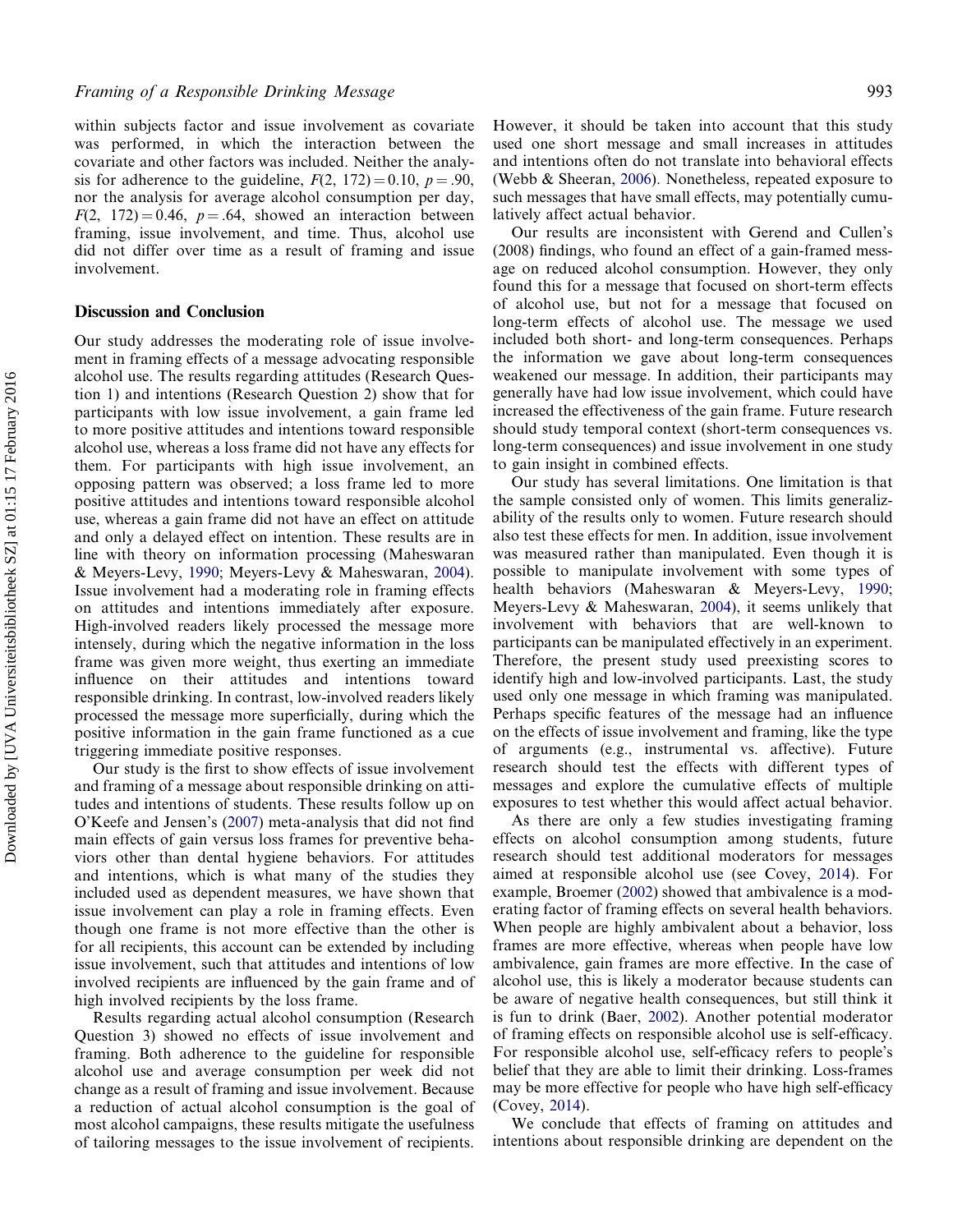within subjects factor and issue involvement as covariate was performed, in which the interaction between the covariate and other factors was included. Neither the analysis for adherence to the guideline, $F(2, 172) = 0.10$, $p = .90$, nor the analysis for average alcohol consumption per day, $F(2, 172) = 0.46$, $p = .64$, showed an interaction between framing, issue involvement, and time. Thus, alcohol use did not differ over time as a result of framing and issue involvement.

## Discussion and Conclusion

Our study addresses the moderating role of issue involvement in framing effects of a message advocating responsible alcohol use. The results regarding attitudes (Research Question 1) and intentions (Research Question 2) show that for participants with low issue involvement, a gain frame led to more positive attitudes and intentions toward responsible alcohol use, whereas a loss frame did not have any effects for them. For participants with high issue involvement, an opposing pattern was observed; a loss frame led to more positive attitudes and intentions toward responsible alcohol use, whereas a gain frame did not have an effect on attitude and only a delayed effect on intention. These results are in line with theory on information processing (Maheswaran & Meyers-Levy, 1990; Meyers-Levy & Maheswaran, 2004). Issue involvement had a moderating role in framing effects on attitudes and intentions immediately after exposure. High-involved readers likely processed the message more intensely, during which the negative information in the loss frame was given more weight, thus exerting an immediate influence on their attitudes and intentions toward responsible drinking. In contrast, low-involved readers likely processed the message more superficially, during which the positive information in the gain frame functioned as a cue triggering immediate positive responses.

Our study is the first to show effects of issue involvement and framing of a message about responsible drinking on attitudes and intentions of students. These results follow up on O'Keefe and Jensen's (2007) meta-analysis that did not find main effects of gain versus loss frames for preventive behaviors other than dental hygiene behaviors. For attitudes and intentions, which is what many of the studies they included used as dependent measures, we have shown that issue involvement can play a role in framing effects. Even though one frame is not more effective than the other is for all recipients, this account can be extended by including issue involvement, such that attitudes and intentions of low involved recipients are influenced by the gain frame and of high involved recipients by the loss frame.

Results regarding actual alcohol consumption (Research Question 3) showed no effects of issue involvement and framing. Both adherence to the guideline for responsible alcohol use and average consumption per week did not change as a result of framing and issue involvement. Because a reduction of actual alcohol consumption is the goal of most alcohol campaigns, these results mitigate the usefulness of tailoring messages to the issue involvement of recipients. However, it should be taken into account that this study used one short message and small increases in attitudes and intentions often do not translate into behavioral effects (Webb & Sheeran, 2006). Nonetheless, repeated exposure to such messages that have small effects, may potentially cumulatively affect actual behavior.

Our results are inconsistent with Gerend and Cullen's (2008) findings, who found an effect of a gain-framed message on reduced alcohol consumption. However, they only found this for a message that focused on short-term effects of alcohol use, but not for a message that focused on long-term effects of alcohol use. The message we used included both short- and long-term consequences. Perhaps the information we gave about long-term consequences weakened our message. In addition, their participants may generally have had low issue involvement, which could have increased the effectiveness of the gain frame. Future research should study temporal context (short-term consequences vs. long-term consequences) and issue involvement in one study to gain insight in combined effects.

Our study has several limitations. One limitation is that the sample consisted only of women. This limits generalizability of the results only to women. Future research should also test these effects for men. In addition, issue involvement was measured rather than manipulated. Even though it is possible to manipulate involvement with some types of health behaviors (Maheswaran & Meyers-Levy, 1990; Meyers-Levy & Maheswaran, 2004), it seems unlikely that involvement with behaviors that are well-known to participants can be manipulated effectively in an experiment. Therefore, the present study used preexisting scores to identify high and low-involved participants. Last, the study used only one message in which framing was manipulated. Perhaps specific features of the message had an influence on the effects of issue involvement and framing, like the type of arguments (e.g., instrumental vs. affective). Future research should test the effects with different types of messages and explore the cumulative effects of multiple exposures to test whether this would affect actual behavior.

As there are only a few studies investigating framing effects on alcohol consumption among students, future research should test additional moderators for messages aimed at responsible alcohol use (see Covey, 2014). For example, Broemer (2002) showed that ambivalence is a moderating factor of framing effects on several health behaviors. When people are highly ambivalent about a behavior, loss frames are more effective, whereas when people have low ambivalence, gain frames are more effective. In the case of alcohol use, this is likely a moderator because students can be aware of negative health consequences, but still think it is fun to drink (Baer, 2002). Another potential moderator of framing effects on responsible alcohol use is self-efficacy. For responsible alcohol use, self-efficacy refers to people's belief that they are able to limit their drinking. Loss-frames may be more effective for people who have high self-efficacy (Covey, 2014).

We conclude that effects of framing on attitudes and intentions about responsible drinking are dependent on the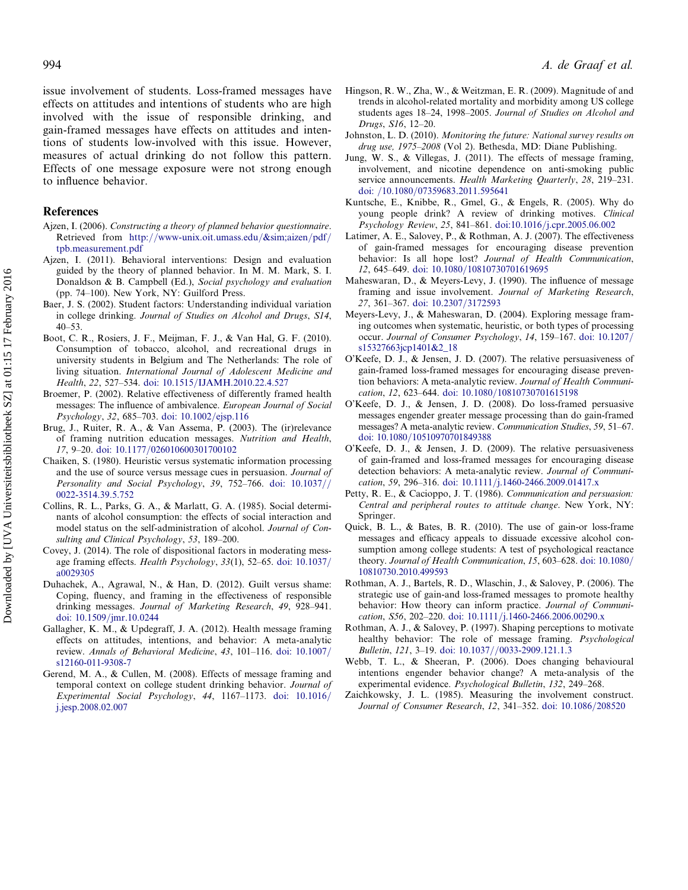issue involvement of students. Loss-framed messages have effects on attitudes and intentions of students who are high involved with the issue of responsible drinking, and gain-framed messages have effects on attitudes and intentions of students low-involved with this issue. However, measures of actual drinking do not follow this pattern. Effects of one message exposure were not strong enough to influence behavior.

## References

Ajzen, I. (2006). *Constructing a theory of planned behavior questionnaire*. Retrieved from http://www-unix.oit.umass.edu/&sim;aizen/pdf/tpb.measurement.pdf

Ajzen, I. (2011). Behavioral interventions: Design and evaluation guided by the theory of planned behavior. In M. M. Mark, S. I. Donaldson & B. Campbell (Ed.), *Social psychology and evaluation* (pp. 74–100). New York, NY: Guilford Press.

Baer, J. S. (2002). Student factors: Understanding individual variation in college drinking. *Journal of Studies on Alcohol and Drugs*, *S14*, 40–53.

Boot, C. R., Rosiers, J. F., Meijman, F. J., & Van Hal, G. F. (2010). Consumption of tobacco, alcohol, and recreational drugs in university students in Belgium and The Netherlands: The role of living situation. *International Journal of Adolescent Medicine and Health*, *22*, 527–534. doi: 10.1515/IJAMH.2010.22.4.527

Broemer, P. (2002). Relative effectiveness of differently framed health messages: The influence of ambivalence. *European Journal of Social Psychology*, *32*, 685–703. doi: 10.1002/ejsp.116

Brug, J., Ruiter, R. A., & Van Assema, P. (2003). The (ir)relevance of framing nutrition education messages. *Nutrition and Health*, *17*, 9–20. doi: 10.1177/026010600301700102

Chaiken, S. (1980). Heuristic versus systematic information processing and the use of source versus message cues in persuasion. *Journal of Personality and Social Psychology*, *39*, 752–766. doi: 10.1037//0022-3514.39.5.752

Collins, R. L., Parks, G. A., & Marlatt, G. A. (1985). Social determinants of alcohol consumption: the effects of social interaction and model status on the self-administration of alcohol. *Journal of Consulting and Clinical Psychology*, *53*, 189–200.

Covey, J. (2014). The role of dispositional factors in moderating message framing effects. *Health Psychology*, *33*(1), 52–65. doi: 10.1037/a0029305

Duhachek, A., Agrawal, N., & Han, D. (2012). Guilt versus shame: Coping, fluency, and framing in the effectiveness of responsible drinking messages. *Journal of Marketing Research*, *49*, 928–941. doi: 10.1509/jmr.10.0244

Gallagher, K. M., & Updegraff, J. A. (2012). Health message framing effects on attitudes, intentions, and behavior: A meta-analytic review. *Annals of Behavioral Medicine*, *43*, 101–116. doi: 10.1007/s12160-011-9308-7

Gerend, M. A., & Cullen, M. (2008). Effects of message framing and temporal context on college student drinking behavior. *Journal of Experimental Social Psychology*, *44*, 1167–1173. doi: 10.1016/j.jesp.2008.02.007

Hingson, R. W., Zha, W., & Weitzman, E. R. (2009). Magnitude of and trends in alcohol-related mortality and morbidity among US college students ages 18–24, 1998–2005. *Journal of Studies on Alcohol and Drugs*, *S16*, 12–20.

Johnston, L. D. (2010). *Monitoring the future: National survey results on drug use, 1975–2008* (Vol 2). Bethesda, MD: Diane Publishing.

Jung, W. S., & Villegas, J. (2011). The effects of message framing, involvement, and nicotine dependence on anti-smoking public service announcements. *Health Marketing Quarterly*, *28*, 219–231. doi: /10.1080/07359683.2011.595641

Kuntsche, E., Knibbe, R., Gmel, G., & Engels, R. (2005). Why do young people drink? A review of drinking motives. *Clinical Psychology Review*, *25*, 841–861. doi:10.1016/j.cpr.2005.06.002

Latimer, A. E., Salovey, P., & Rothman, A. J. (2007). The effectiveness of gain-framed messages for encouraging disease prevention behavior: Is all hope lost? *Journal of Health Communication*, *12*, 645–649. doi: 10.1080/10810730701619695

Maheswaran, D., & Meyers-Levy, J. (1990). The influence of message framing and issue involvement. *Journal of Marketing Research*, *27*, 361–367. doi: 10.2307/3172593

Meyers-Levy, J., & Maheswaran, D. (2004). Exploring message framing outcomes when systematic, heuristic, or both types of processing occur. *Journal of Consumer Psychology*, *14*, 159–167. doi: 10.1207/s15327663jcp1401&2_18

O'Keefe, D. J., & Jensen, J. D. (2007). The relative persuasiveness of gain-framed loss-framed messages for encouraging disease prevention behaviors: A meta-analytic review. *Journal of Health Communication*, *12*, 623–644. doi: 10.1080/10810730701615198

O'Keefe, D. J., & Jensen, J. D. (2008). Do loss-framed persuasive messages engender greater message processing than do gain-framed messages? A meta-analytic review. *Communication Studies*, *59*, 51–67. doi: 10.1080/10510970701849388

O'Keefe, D. J., & Jensen, J. D. (2009). The relative persuasiveness of gain-framed and loss-framed messages for encouraging disease detection behaviors: A meta-analytic review. *Journal of Communication*, *59*, 296–316. doi: 10.1111/j.1460-2466.2009.01417.x

Petty, R. E., & Cacioppo, J. T. (1986). *Communication and persuasion: Central and peripheral routes to attitude change*. New York, NY: Springer.

Quick, B. L., & Bates, B. R. (2010). The use of gain-or loss-frame messages and efficacy appeals to dissuade excessive alcohol consumption among college students: A test of psychological reactance theory. *Journal of Health Communication*, *15*, 603–628. doi: 10.1080/10810730.2010.499593

Rothman, A. J., Bartels, R. D., Wlaschin, J., & Salovey, P. (2006). The strategic use of gain-and loss-framed messages to promote healthy behavior: How theory can inform practice. *Journal of Communication*, *S56*, 202–220. doi: 10.1111/j.1460-2466.2006.00290.x

Rothman, A. J., & Salovey, P. (1997). Shaping perceptions to motivate healthy behavior: The role of message framing. *Psychological Bulletin*, *121*, 3–19. doi: 10.1037//0033-2909.121.1.3

Webb, T. L., & Sheeran, P. (2006). Does changing behavioural intentions engender behavior change? A meta-analysis of the experimental evidence. *Psychological Bulletin*, *132*, 249–268.

Zaichkowsky, J. L. (1985). Measuring the involvement construct. *Journal of Consumer Research*, *12*, 341–352. doi: 10.1086/208520